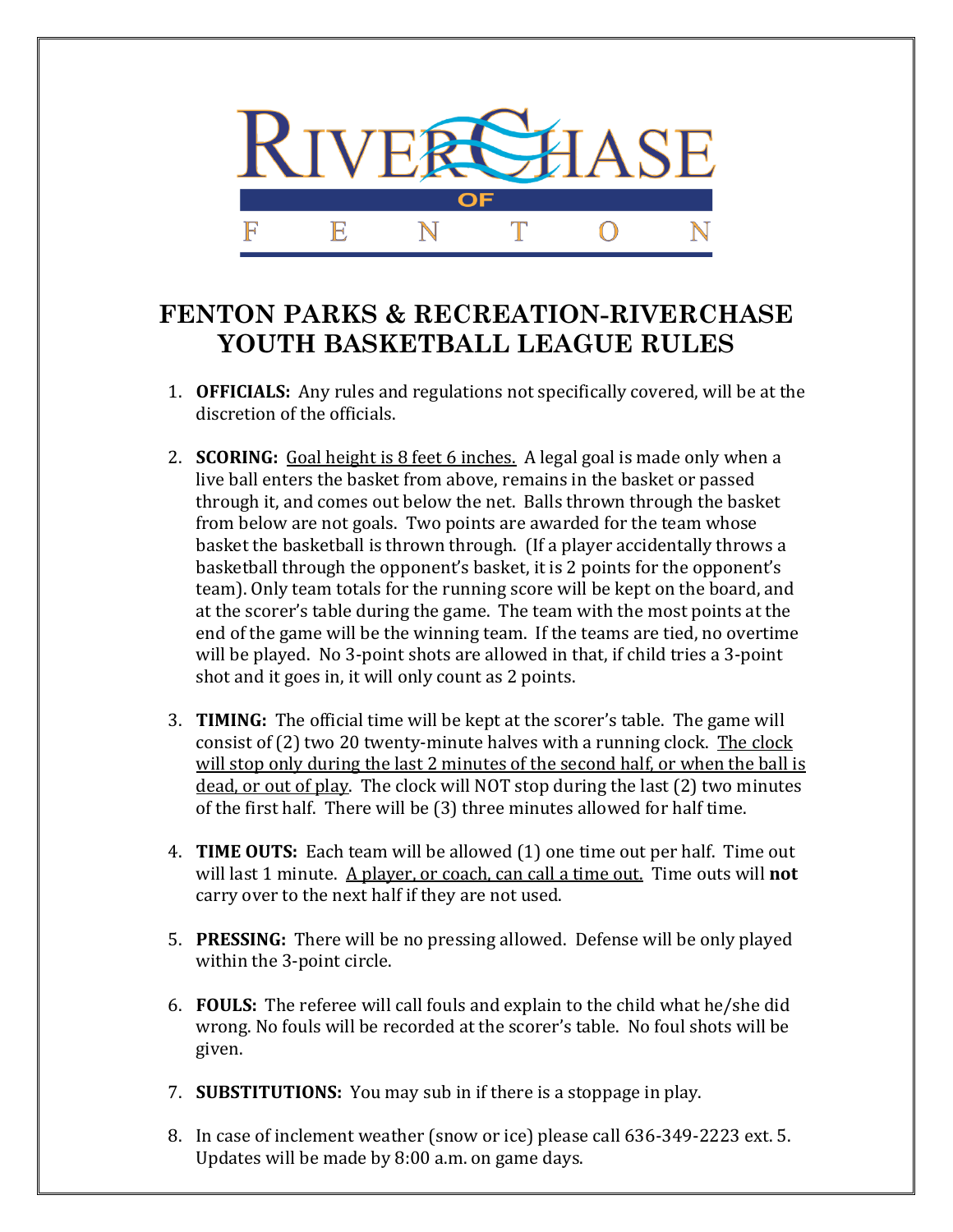RIVERCHASE OF FENTON

# FENTON PARKS & RECREATION-RIVERCHASE YOUTH BASKETBALL LEAGUE RULES

1. **OFFICIALS:** Any rules and regulations not specifically covered, will be at the discretion of the officials.

2. **SCORING:** <u>Goal height is 8 feet 6 inches.</u> A legal goal is made only when a live ball enters the basket from above, remains in the basket or passed through it, and comes out below the net. Balls thrown through the basket from below are not goals. Two points are awarded for the team whose basket the basketball is thrown through. (If a player accidentally throws a basketball through the opponent's basket, it is 2 points for the opponent's team). Only team totals for the running score will be kept on the board, and at the scorer's table during the game. The team with the most points at the end of the game will be the winning team. If the teams are tied, no overtime will be played. No 3-point shots are allowed in that, if child tries a 3-point shot and it goes in, it will only count as 2 points.

3. **TIMING:** The official time will be kept at the scorer's table. The game will consist of (2) two 20 twenty-minute halves with a running clock. <u>The clock will stop only during the last 2 minutes of the second half, or when the ball is dead, or out of play</u>. The clock will NOT stop during the last (2) two minutes of the first half. There will be (3) three minutes allowed for half time.

4. **TIME OUTS:** Each team will be allowed (1) one time out per half. Time out will last 1 minute. <u>A player, or coach, can call a time out.</u> Time outs will **not** carry over to the next half if they are not used.

5. **PRESSING:** There will be no pressing allowed. Defense will be only played within the 3-point circle.

6. **FOULS:** The referee will call fouls and explain to the child what he/she did wrong. No fouls will be recorded at the scorer's table. No foul shots will be given.

7. **SUBSTITUTIONS:** You may sub in if there is a stoppage in play.

8. In case of inclement weather (snow or ice) please call 636-349-2223 ext. 5. Updates will be made by 8:00 a.m. on game days.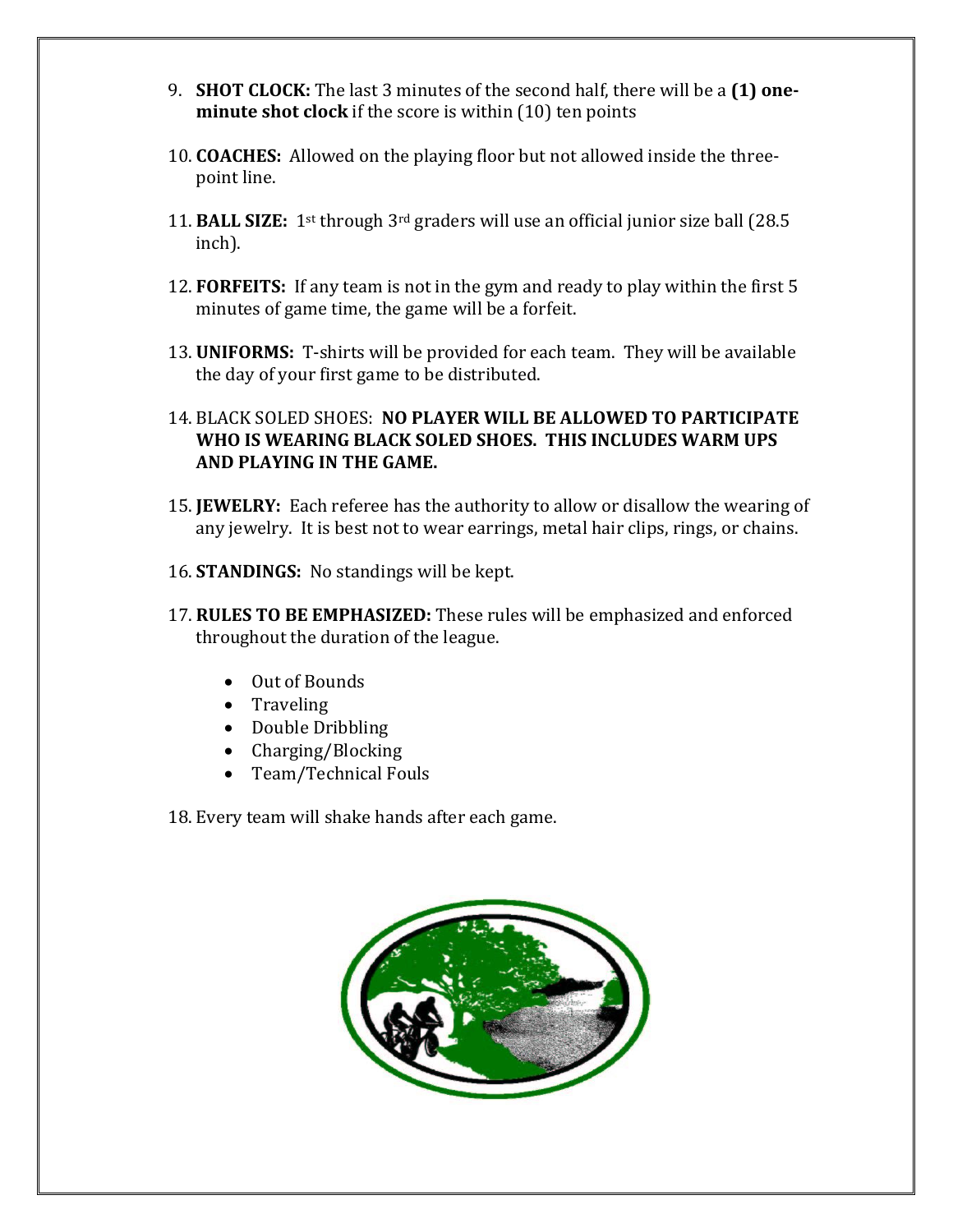9. **SHOT CLOCK:** The last 3 minutes of the second half, there will be a **(1) one-minute shot clock** if the score is within (10) ten points

10. **COACHES:** Allowed on the playing floor but not allowed inside the three-point line.

11. **BALL SIZE:** 1st through 3rd graders will use an official junior size ball (28.5 inch).

12. **FORFEITS:** If any team is not in the gym and ready to play within the first 5 minutes of game time, the game will be a forfeit.

13. **UNIFORMS:** T-shirts will be provided for each team. They will be available the day of your first game to be distributed.

14. BLACK SOLED SHOES: **NO PLAYER WILL BE ALLOWED TO PARTICIPATE WHO IS WEARING BLACK SOLED SHOES. THIS INCLUDES WARM UPS AND PLAYING IN THE GAME.**

15. **JEWELRY:** Each referee has the authority to allow or disallow the wearing of any jewelry. It is best not to wear earrings, metal hair clips, rings, or chains.

16. **STANDINGS:** No standings will be kept.

17. **RULES TO BE EMPHASIZED:** These rules will be emphasized and enforced throughout the duration of the league.

    - Out of Bounds
    - Traveling
    - Double Dribbling
    - Charging/Blocking
    - Team/Technical Fouls

18. Every team will shake hands after each game.